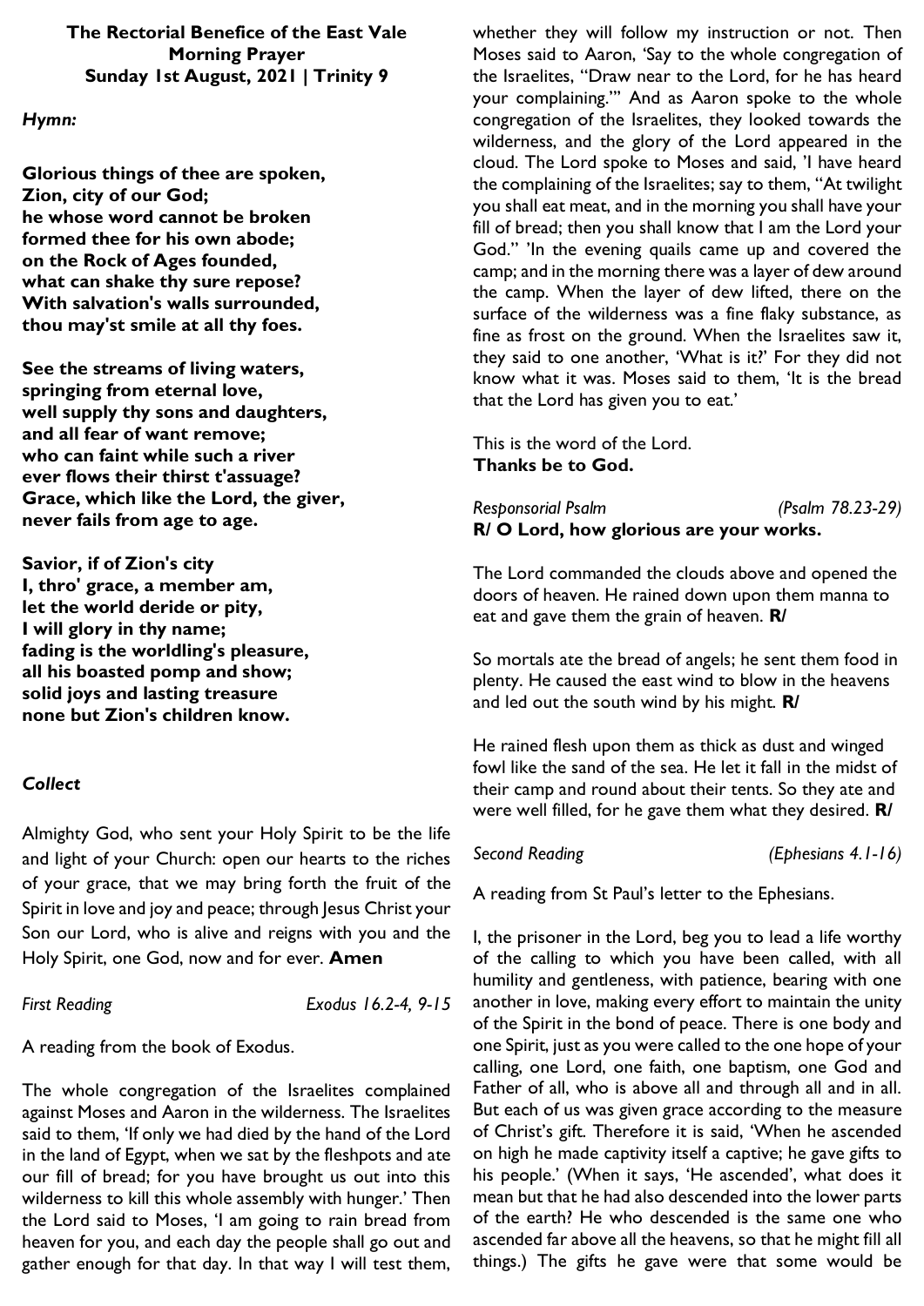**The Rectorial Benefice of the East Vale**
**Morning Prayer**
**Sunday 1st August, 2021 | Trinity 9**

***Hymn:***

**Glorious things of thee are spoken,**
**Zion, city of our God;**
**he whose word cannot be broken**
**formed thee for his own abode;**
**on the Rock of Ages founded,**
**what can shake thy sure repose?**
**With salvation's walls surrounded,**
**thou may'st smile at all thy foes.**

**See the streams of living waters,**
**springing from eternal love,**
**well supply thy sons and daughters,**
**and all fear of want remove;**
**who can faint while such a river**
**ever flows their thirst t'assuage?**
**Grace, which like the Lord, the giver,**
**never fails from age to age.**

**Savior, if of Zion's city**
**I, thro' grace, a member am,**
**let the world deride or pity,**
**I will glory in thy name;**
**fading is the worldling's pleasure,**
**all his boasted pomp and show;**
**solid joys and lasting treasure**
**none but Zion's children know.**

***Collect***

Almighty God, who sent your Holy Spirit to be the life and light of your Church: open our hearts to the riches of your grace, that we may bring forth the fruit of the Spirit in love and joy and peace; through Jesus Christ your Son our Lord, who is alive and reigns with you and the Holy Spirit, one God, now and for ever. **Amen**

*First Reading* *Exodus 16.2-4, 9-15*

A reading from the book of Exodus.

The whole congregation of the Israelites complained against Moses and Aaron in the wilderness. The Israelites said to them, 'If only we had died by the hand of the Lord in the land of Egypt, when we sat by the fleshpots and ate our fill of bread; for you have brought us out into this wilderness to kill this whole assembly with hunger.' Then the Lord said to Moses, 'I am going to rain bread from heaven for you, and each day the people shall go out and gather enough for that day. In that way I will test them, whether they will follow my instruction or not. Then Moses said to Aaron, 'Say to the whole congregation of the Israelites, "Draw near to the Lord, for he has heard your complaining."' And as Aaron spoke to the whole congregation of the Israelites, they looked towards the wilderness, and the glory of the Lord appeared in the cloud. The Lord spoke to Moses and said, 'I have heard the complaining of the Israelites; say to them, "At twilight you shall eat meat, and in the morning you shall have your fill of bread; then you shall know that I am the Lord your God." 'In the evening quails came up and covered the camp; and in the morning there was a layer of dew around the camp. When the layer of dew lifted, there on the surface of the wilderness was a fine flaky substance, as fine as frost on the ground. When the Israelites saw it, they said to one another, 'What is it?' For they did not know what it was. Moses said to them, 'It is the bread that the Lord has given you to eat.'

This is the word of the Lord.
**Thanks be to God.**

*Responsorial Psalm* *(Psalm 78.23-29)*
**R/ O Lord, how glorious are your works.**

The Lord commanded the clouds above and opened the doors of heaven. He rained down upon them manna to eat and gave them the grain of heaven. **R/**

So mortals ate the bread of angels; he sent them food in plenty. He caused the east wind to blow in the heavens and led out the south wind by his might. **R/**

He rained flesh upon them as thick as dust and winged fowl like the sand of the sea. He let it fall in the midst of their camp and round about their tents. So they ate and were well filled, for he gave them what they desired. **R/**

*Second Reading* *(Ephesians 4.1-16)*

A reading from St Paul's letter to the Ephesians.

I, the prisoner in the Lord, beg you to lead a life worthy of the calling to which you have been called, with all humility and gentleness, with patience, bearing with one another in love, making every effort to maintain the unity of the Spirit in the bond of peace. There is one body and one Spirit, just as you were called to the one hope of your calling, one Lord, one faith, one baptism, one God and Father of all, who is above all and through all and in all. But each of us was given grace according to the measure of Christ's gift. Therefore it is said, 'When he ascended on high he made captivity itself a captive; he gave gifts to his people.' (When it says, 'He ascended', what does it mean but that he had also descended into the lower parts of the earth? He who descended is the same one who ascended far above all the heavens, so that he might fill all things.) The gifts he gave were that some would be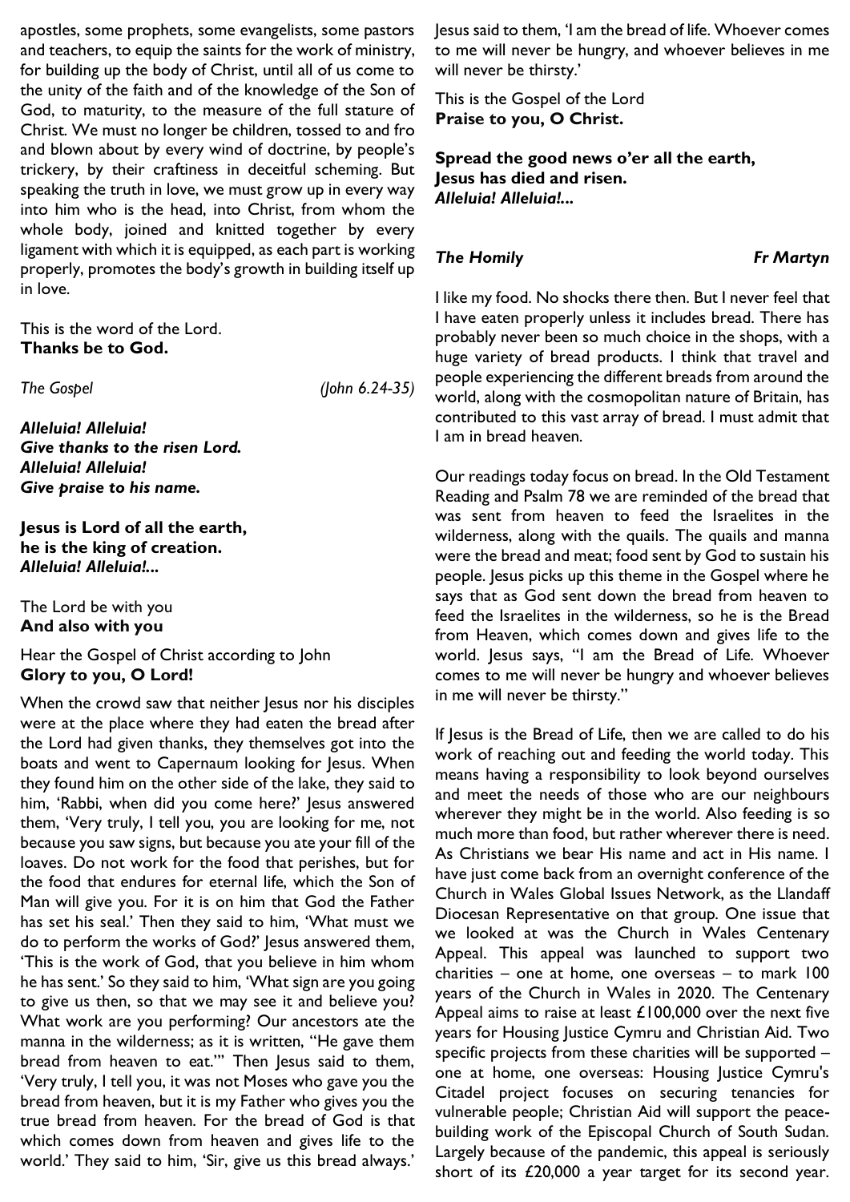apostles, some prophets, some evangelists, some pastors and teachers, to equip the saints for the work of ministry, for building up the body of Christ, until all of us come to the unity of the faith and of the knowledge of the Son of God, to maturity, to the measure of the full stature of Christ. We must no longer be children, tossed to and fro and blown about by every wind of doctrine, by people's trickery, by their craftiness in deceitful scheming. But speaking the truth in love, we must grow up in every way into him who is the head, into Christ, from whom the whole body, joined and knitted together by every ligament with which it is equipped, as each part is working properly, promotes the body's growth in building itself up in love.

This is the word of the Lord.
**Thanks be to God.**

*The Gospel* *(John 6.24-35)*

***Alleluia! Alleluia!***
***Give thanks to the risen Lord.***
***Alleluia! Alleluia!***
***Give praise to his name.***

**Jesus is Lord of all the earth,**
**he is the king of creation.**
***Alleluia! Alleluia!...***

The Lord be with you
**And also with you**

Hear the Gospel of Christ according to John
**Glory to you, O Lord!**

When the crowd saw that neither Jesus nor his disciples were at the place where they had eaten the bread after the Lord had given thanks, they themselves got into the boats and went to Capernaum looking for Jesus. When they found him on the other side of the lake, they said to him, 'Rabbi, when did you come here?' Jesus answered them, 'Very truly, I tell you, you are looking for me, not because you saw signs, but because you ate your fill of the loaves. Do not work for the food that perishes, but for the food that endures for eternal life, which the Son of Man will give you. For it is on him that God the Father has set his seal.' Then they said to him, 'What must we do to perform the works of God?' Jesus answered them, 'This is the work of God, that you believe in him whom he has sent.' So they said to him, 'What sign are you going to give us then, so that we may see it and believe you? What work are you performing? Our ancestors ate the manna in the wilderness; as it is written, "He gave them bread from heaven to eat."' Then Jesus said to them, 'Very truly, I tell you, it was not Moses who gave you the bread from heaven, but it is my Father who gives you the true bread from heaven. For the bread of God is that which comes down from heaven and gives life to the world.' They said to him, 'Sir, give us this bread always.' Jesus said to them, 'I am the bread of life. Whoever comes to me will never be hungry, and whoever believes in me will never be thirsty.'

This is the Gospel of the Lord
**Praise to you, O Christ.**

**Spread the good news o'er all the earth,**
**Jesus has died and risen.**
***Alleluia! Alleluia!...***

***The Homily*** ***Fr Martyn***

I like my food. No shocks there then. But I never feel that I have eaten properly unless it includes bread. There has probably never been so much choice in the shops, with a huge variety of bread products. I think that travel and people experiencing the different breads from around the world, along with the cosmopolitan nature of Britain, has contributed to this vast array of bread. I must admit that I am in bread heaven.

Our readings today focus on bread. In the Old Testament Reading and Psalm 78 we are reminded of the bread that was sent from heaven to feed the Israelites in the wilderness, along with the quails. The quails and manna were the bread and meat; food sent by God to sustain his people. Jesus picks up this theme in the Gospel where he says that as God sent down the bread from heaven to feed the Israelites in the wilderness, so he is the Bread from Heaven, which comes down and gives life to the world. Jesus says, "I am the Bread of Life. Whoever comes to me will never be hungry and whoever believes in me will never be thirsty."

If Jesus is the Bread of Life, then we are called to do his work of reaching out and feeding the world today. This means having a responsibility to look beyond ourselves and meet the needs of those who are our neighbours wherever they might be in the world. Also feeding is so much more than food, but rather wherever there is need. As Christians we bear His name and act in His name. I have just come back from an overnight conference of the Church in Wales Global Issues Network, as the Llandaff Diocesan Representative on that group. One issue that we looked at was the Church in Wales Centenary Appeal. This appeal was launched to support two charities – one at home, one overseas – to mark 100 years of the Church in Wales in 2020. The Centenary Appeal aims to raise at least £100,000 over the next five years for Housing Justice Cymru and Christian Aid. Two specific projects from these charities will be supported – one at home, one overseas: Housing Justice Cymru's Citadel project focuses on securing tenancies for vulnerable people; Christian Aid will support the peace-building work of the Episcopal Church of South Sudan. Largely because of the pandemic, this appeal is seriously short of its £20,000 a year target for its second year.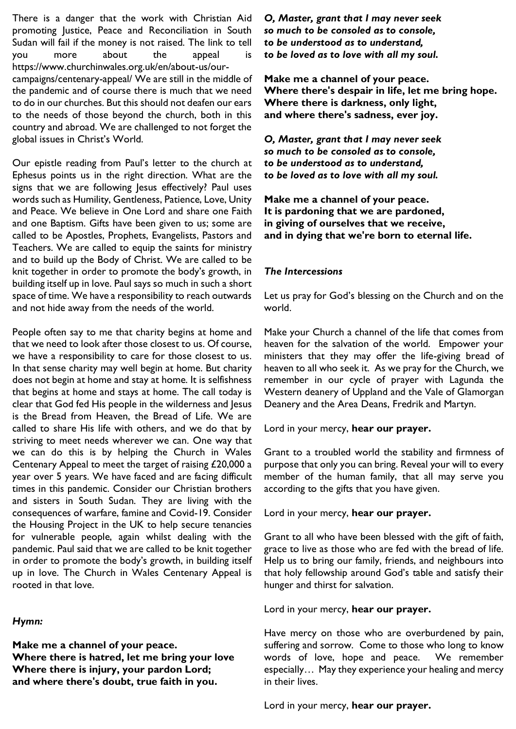There is a danger that the work with Christian Aid promoting Justice, Peace and Reconciliation in South Sudan will fail if the money is not raised. The link to tell you more about the appeal is https://www.churchinwales.org.uk/en/about-us/our-campaigns/centenary-appeal/ We are still in the middle of the pandemic and of course there is much that we need to do in our churches. But this should not deafen our ears to the needs of those beyond the church, both in this country and abroad. We are challenged to not forget the global issues in Christ's World.

Our epistle reading from Paul's letter to the church at Ephesus points us in the right direction. What are the signs that we are following Jesus effectively? Paul uses words such as Humility, Gentleness, Patience, Love, Unity and Peace. We believe in One Lord and share one Faith and one Baptism. Gifts have been given to us; some are called to be Apostles, Prophets, Evangelists, Pastors and Teachers. We are called to equip the saints for ministry and to build up the Body of Christ. We are called to be knit together in order to promote the body's growth, in building itself up in love. Paul says so much in such a short space of time. We have a responsibility to reach outwards and not hide away from the needs of the world.

People often say to me that charity begins at home and that we need to look after those closest to us. Of course, we have a responsibility to care for those closest to us. In that sense charity may well begin at home. But charity does not begin at home and stay at home. It is selfishness that begins at home and stays at home. The call today is clear that God fed His people in the wilderness and Jesus is the Bread from Heaven, the Bread of Life. We are called to share His life with others, and we do that by striving to meet needs wherever we can. One way that we can do this is by helping the Church in Wales Centenary Appeal to meet the target of raising £20,000 a year over 5 years. We have faced and are facing difficult times in this pandemic. Consider our Christian brothers and sisters in South Sudan. They are living with the consequences of warfare, famine and Covid-19. Consider the Housing Project in the UK to help secure tenancies for vulnerable people, again whilst dealing with the pandemic. Paul said that we are called to be knit together in order to promote the body's growth, in building itself up in love. The Church in Wales Centenary Appeal is rooted in that love.

***Hymn:***

**Make me a channel of your peace.**
**Where there is hatred, let me bring your love**
**Where there is injury, your pardon Lord;**
**and where there's doubt, true faith in you.**

***O, Master, grant that I may never seek***
***so much to be consoled as to console,***
***to be understood as to understand,***
***to be loved as to love with all my soul.***

**Make me a channel of your peace.**
**Where there's despair in life, let me bring hope.**
**Where there is darkness, only light,**
**and where there's sadness, ever joy.**

***O, Master, grant that I may never seek***
***so much to be consoled as to console,***
***to be understood as to understand,***
***to be loved as to love with all my soul.***

**Make me a channel of your peace.**
**It is pardoning that we are pardoned,**
**in giving of ourselves that we receive,**
**and in dying that we're born to eternal life.**

***The Intercessions***

Let us pray for God's blessing on the Church and on the world.

Make your Church a channel of the life that comes from heaven for the salvation of the world. Empower your ministers that they may offer the life-giving bread of heaven to all who seek it. As we pray for the Church, we remember in our cycle of prayer with Lagunda the Western deanery of Uppland and the Vale of Glamorgan Deanery and the Area Deans, Fredrik and Martyn.

Lord in your mercy, **hear our prayer.**

Grant to a troubled world the stability and firmness of purpose that only you can bring. Reveal your will to every member of the human family, that all may serve you according to the gifts that you have given.

Lord in your mercy, **hear our prayer.**

Grant to all who have been blessed with the gift of faith, grace to live as those who are fed with the bread of life. Help us to bring our family, friends, and neighbours into that holy fellowship around God's table and satisfy their hunger and thirst for salvation.

Lord in your mercy, **hear our prayer.**

Have mercy on those who are overburdened by pain, suffering and sorrow. Come to those who long to know words of love, hope and peace. We remember especially… May they experience your healing and mercy in their lives.

Lord in your mercy, **hear our prayer.**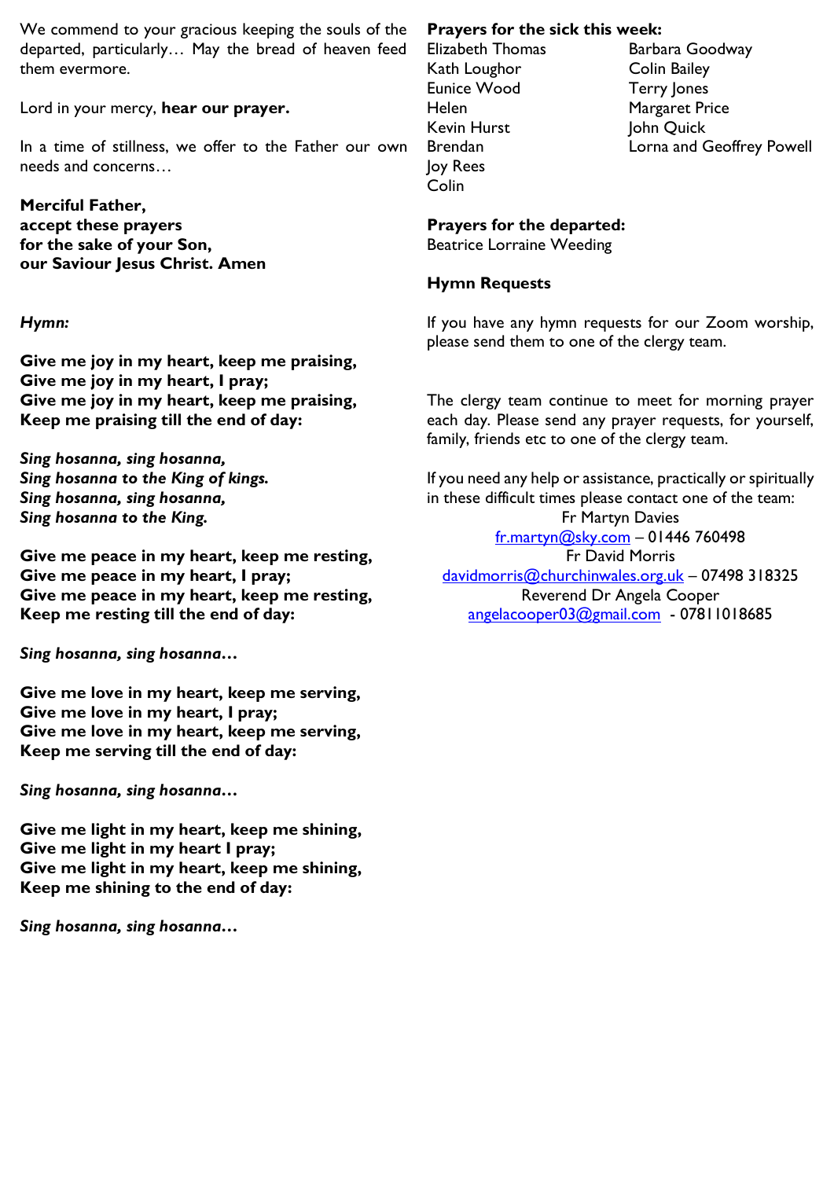We commend to your gracious keeping the souls of the departed, particularly… May the bread of heaven feed them evermore.

Lord in your mercy, **hear our prayer.**

In a time of stillness, we offer to the Father our own needs and concerns…

**Merciful Father,**
**accept these prayers**
**for the sake of your Son,**
**our Saviour Jesus Christ. Amen**

*Hymn:*

**Give me joy in my heart, keep me praising,**
**Give me joy in my heart, I pray;**
**Give me joy in my heart, keep me praising,**
**Keep me praising till the end of day:**

***Sing hosanna, sing hosanna,***
***Sing hosanna to the King of kings.***
***Sing hosanna, sing hosanna,***
***Sing hosanna to the King.***

**Give me peace in my heart, keep me resting,**
**Give me peace in my heart, I pray;**
**Give me peace in my heart, keep me resting,**
**Keep me resting till the end of day:**

***Sing hosanna, sing hosanna…***

**Give me love in my heart, keep me serving,**
**Give me love in my heart, I pray;**
**Give me love in my heart, keep me serving,**
**Keep me serving till the end of day:**

***Sing hosanna, sing hosanna…***

**Give me light in my heart, keep me shining,**
**Give me light in my heart I pray;**
**Give me light in my heart, keep me shining,**
**Keep me shining to the end of day:**

***Sing hosanna, sing hosanna…***

**Prayers for the sick this week:**

Elizabeth Thomas
Kath Loughor
Eunice Wood
Helen
Kevin Hurst
Brendan
Joy Rees
Colin
Barbara Goodway
Colin Bailey
Terry Jones
Margaret Price
John Quick
Lorna and Geoffrey Powell

**Prayers for the departed:**
Beatrice Lorraine Weeding

**Hymn Requests**

If you have any hymn requests for our Zoom worship, please send them to one of the clergy team.

The clergy team continue to meet for morning prayer each day. Please send any prayer requests, for yourself, family, friends etc to one of the clergy team.

If you need any help or assistance, practically or spiritually in these difficult times please contact one of the team:

Fr Martyn Davies
fr.martyn@sky.com – 01446 760498
Fr David Morris
davidmorris@churchinwales.org.uk – 07498 318325
Reverend Dr Angela Cooper
angelacooper03@gmail.com - 07811018685